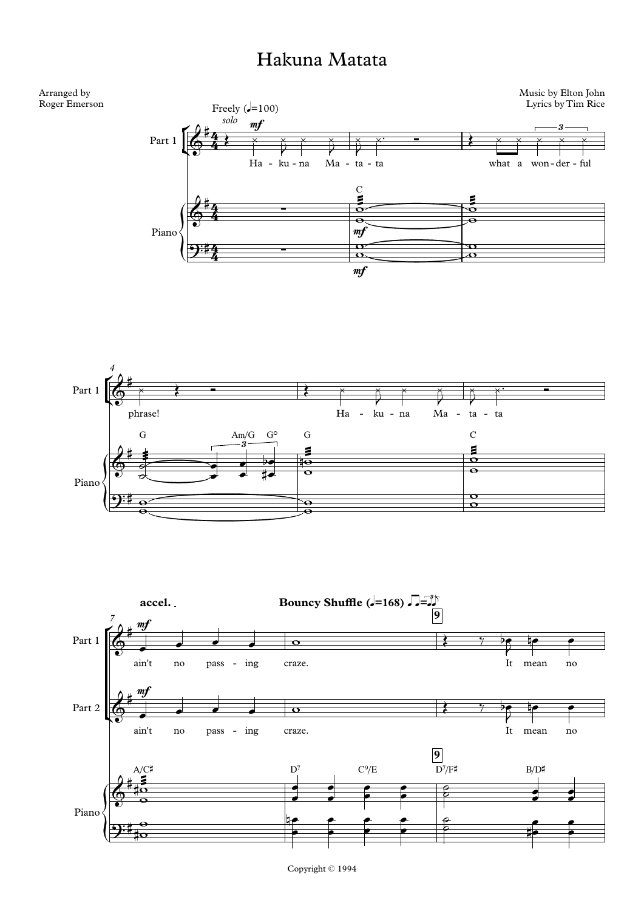# Hakuna Matata

Arranged by
Roger Emerson

Music by Elton John
Lyrics by Tim Rice

Copyright © 1994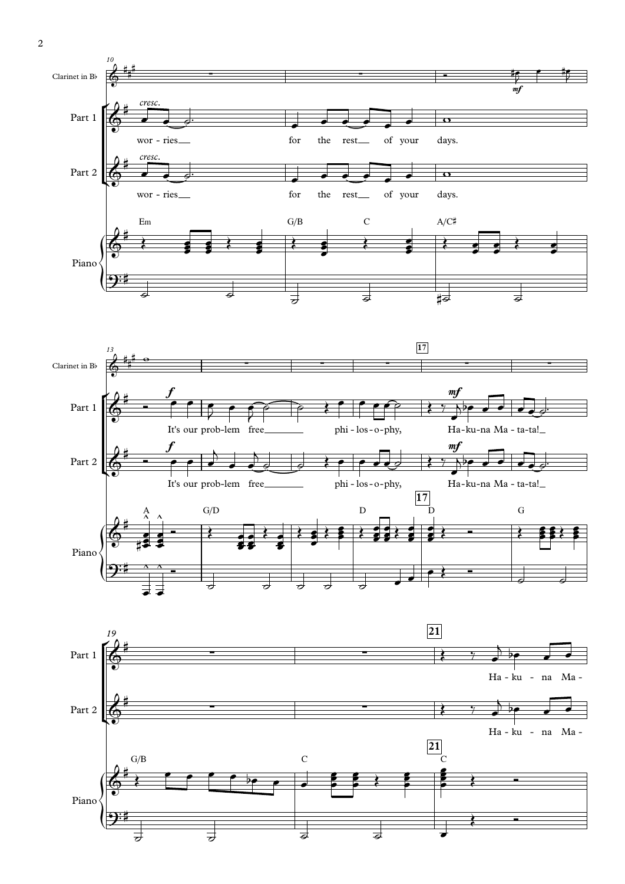wor - ries for the rest of your days.

It's our prob-lem free phi - los - o - phy, Ha - ku - na Ma - ta - ta!

Ha - ku - na Ma -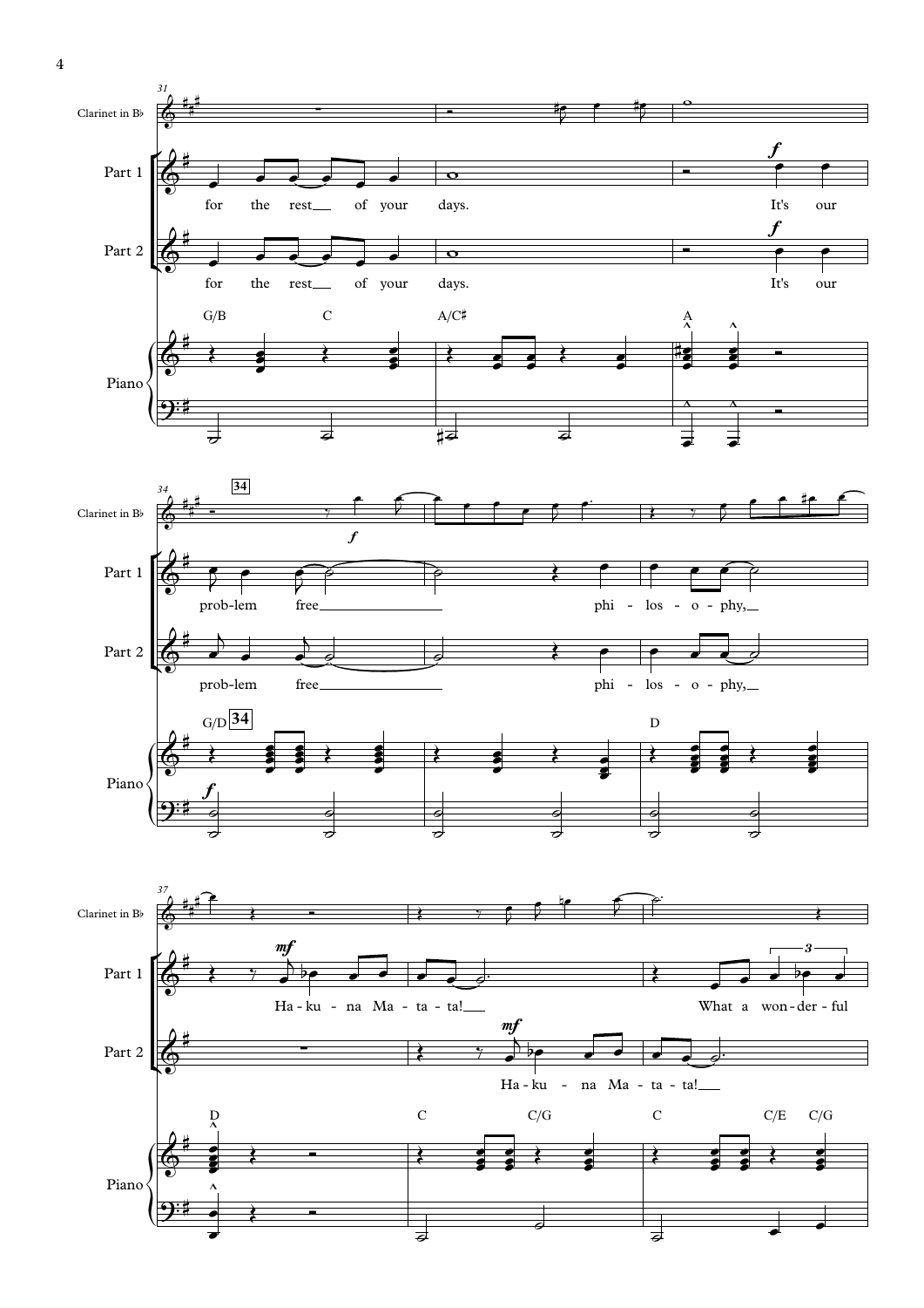Clarinet in B♭

Part 1

Part 2

Piano

31

for the rest of your days. It's our

G/B C A/C♯ A

34

prob-lem free phi - los - o - phy,

G/D D

37

Ha - ku - na Ma - ta - ta! What a won - der - ful

Ha - ku - na Ma - ta - ta!

D C C/G C C/E C/G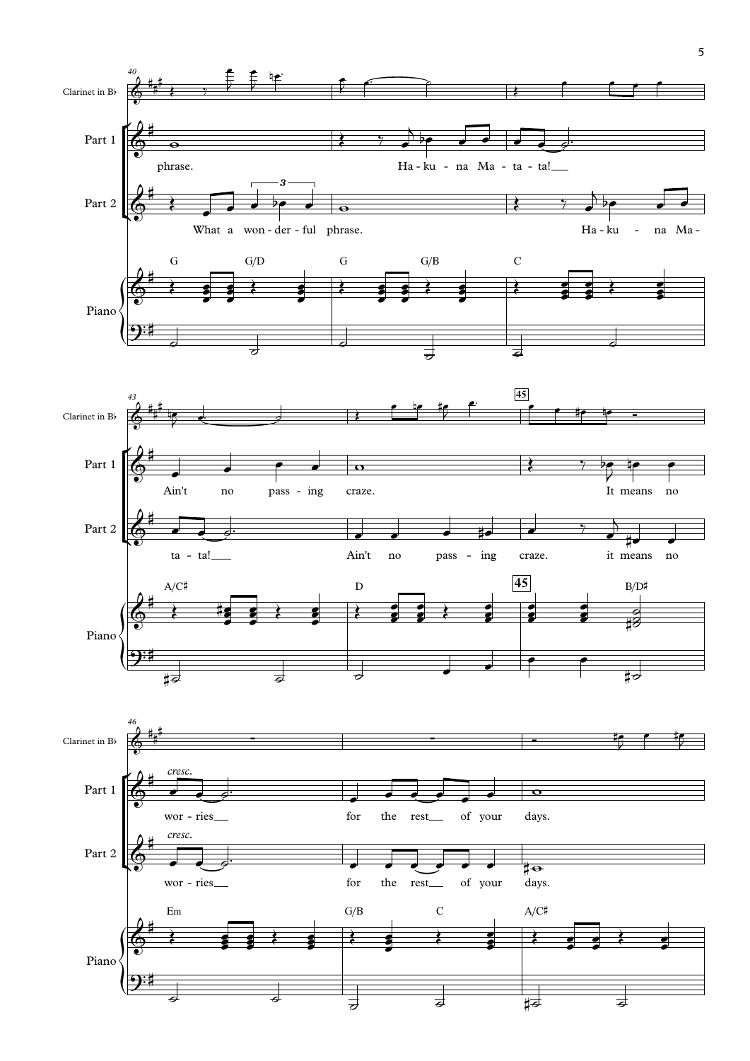Clarinet in B♭

Part 1

Part 2

Piano

40

G G/D G G/B C

Part 1: phrase. Ha - ku - na Ma - ta - ta!

Part 2: What a won - der - ful phrase. Ha - ku - na Ma -

43

A/C♯ D **45** B/D♯

Part 1: Ain't no pass - ing craze. It means no

Part 2: ta - ta! Ain't no pass - ing craze. it means no

46

Em G/B C A/C♯

*cresc.*

Part 1: wor - ries for the rest of your days.

Part 2: wor - ries for the rest of your days.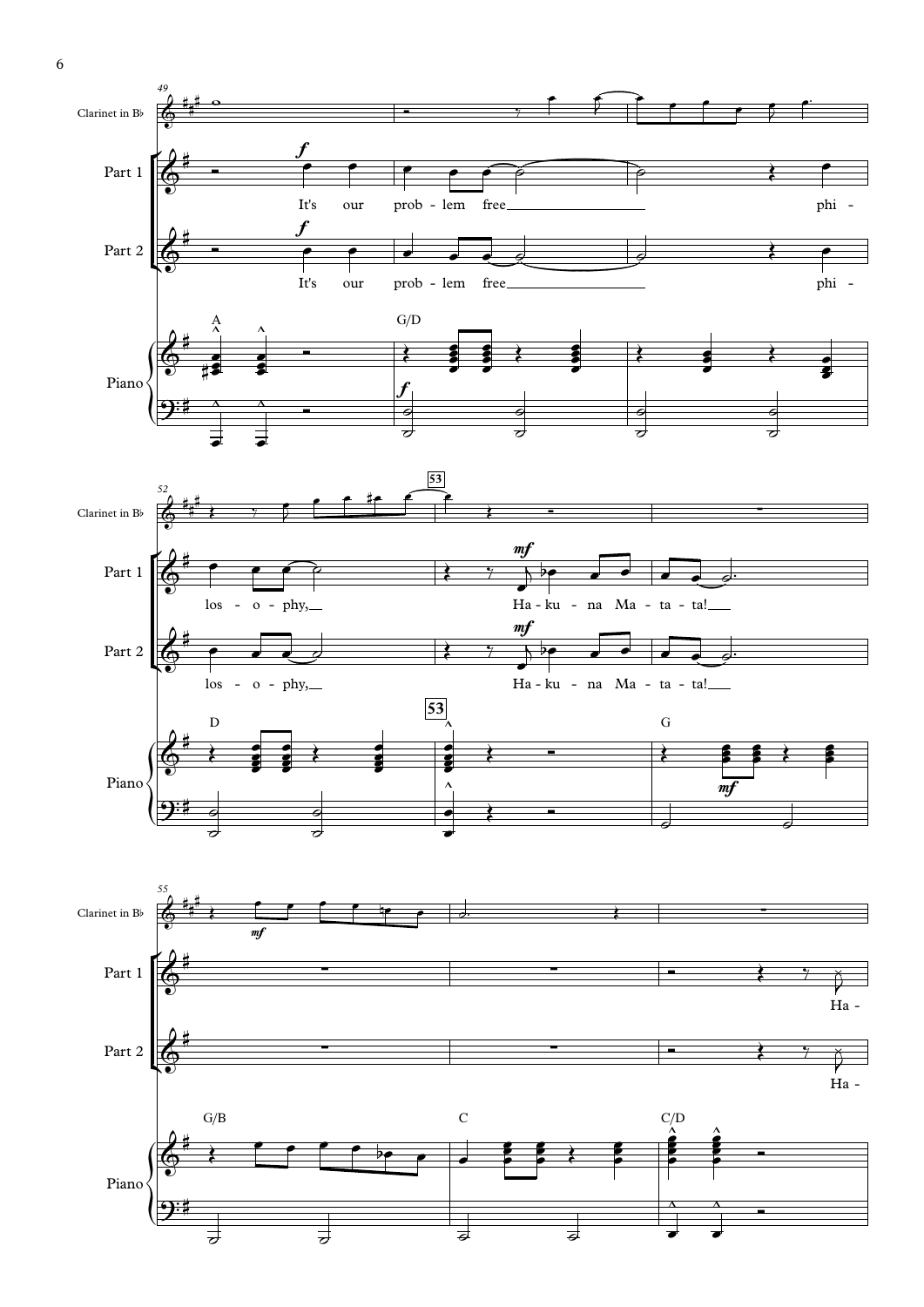Clarinet in B♭

Part 1

Part 2

Piano

49

It's our prob - lem free phi -

A G/D

52

los - o - phy,

53

Ha - ku - na Ma - ta - ta!

D G

55

Ha -

G/B C C/D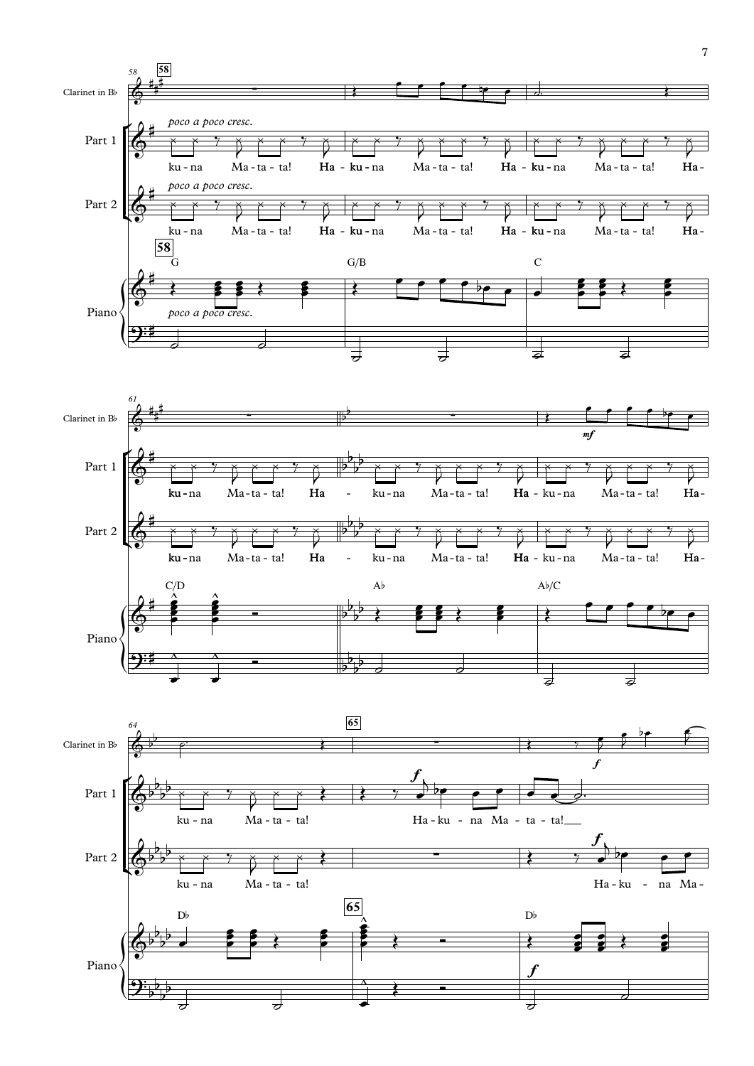58

Clarinet in B♭

Part 1 — *poco a poco cresc.*
ku - na Ma - ta - ta! Ha - ku - na Ma - ta - ta! Ha - ku - na Ma - ta - ta! Ha -

Part 2 — *poco a poco cresc.*
ku - na Ma - ta - ta! Ha - ku - na Ma - ta - ta! Ha - ku - na Ma - ta - ta! Ha -

Piano — *poco a poco cresc.*
G G/B C

61

Clarinet in B♭ — *mf*

Part 1
ku - na Ma - ta - ta! Ha - ku - na Ma - ta - ta! Ha - ku - na Ma - ta - ta! Ha -

Part 2
ku - na Ma - ta - ta! Ha - ku - na Ma - ta - ta! Ha - ku - na Ma - ta - ta! Ha -

Piano
C/D A♭ A♭/C

64 65

Clarinet in B♭ — *f*

Part 1 — *f*
ku - na Ma - ta - ta! Ha - ku - na Ma - ta - ta!

Part 2 — *f*
ku - na Ma - ta - ta! Ha - ku - na Ma -

Piano — *f*
D♭ D♭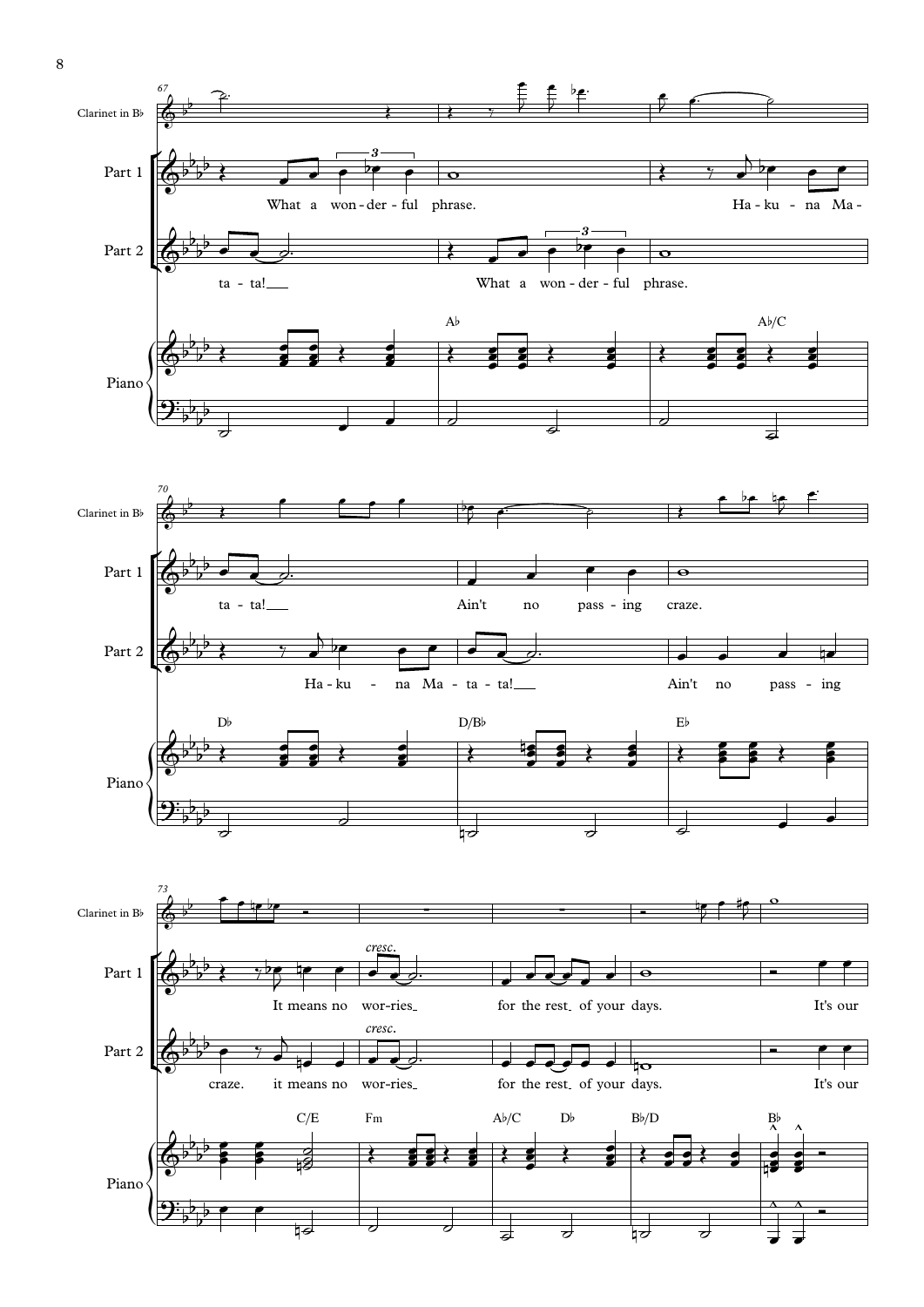Clarinet in B♭

Part 1

Part 2

Piano

67

Part 1: What a won - der - ful phrase. Ha - ku - na Ma -

Part 2: ta - ta! What a won - der - ful phrase.

A♭ A♭/C

70

Part 1: ta - ta! Ain't no pass - ing craze.

Part 2: Ha - ku - na Ma - ta - ta! Ain't no pass - ing

D♭ D/B♭ E♭

73

*cresc.*

Part 1: It means no wor-ries for the rest of your days. It's our

Part 2: craze. it means no wor-ries for the rest of your days. It's our

C/E Fm A♭/C D♭ B♭/D B♭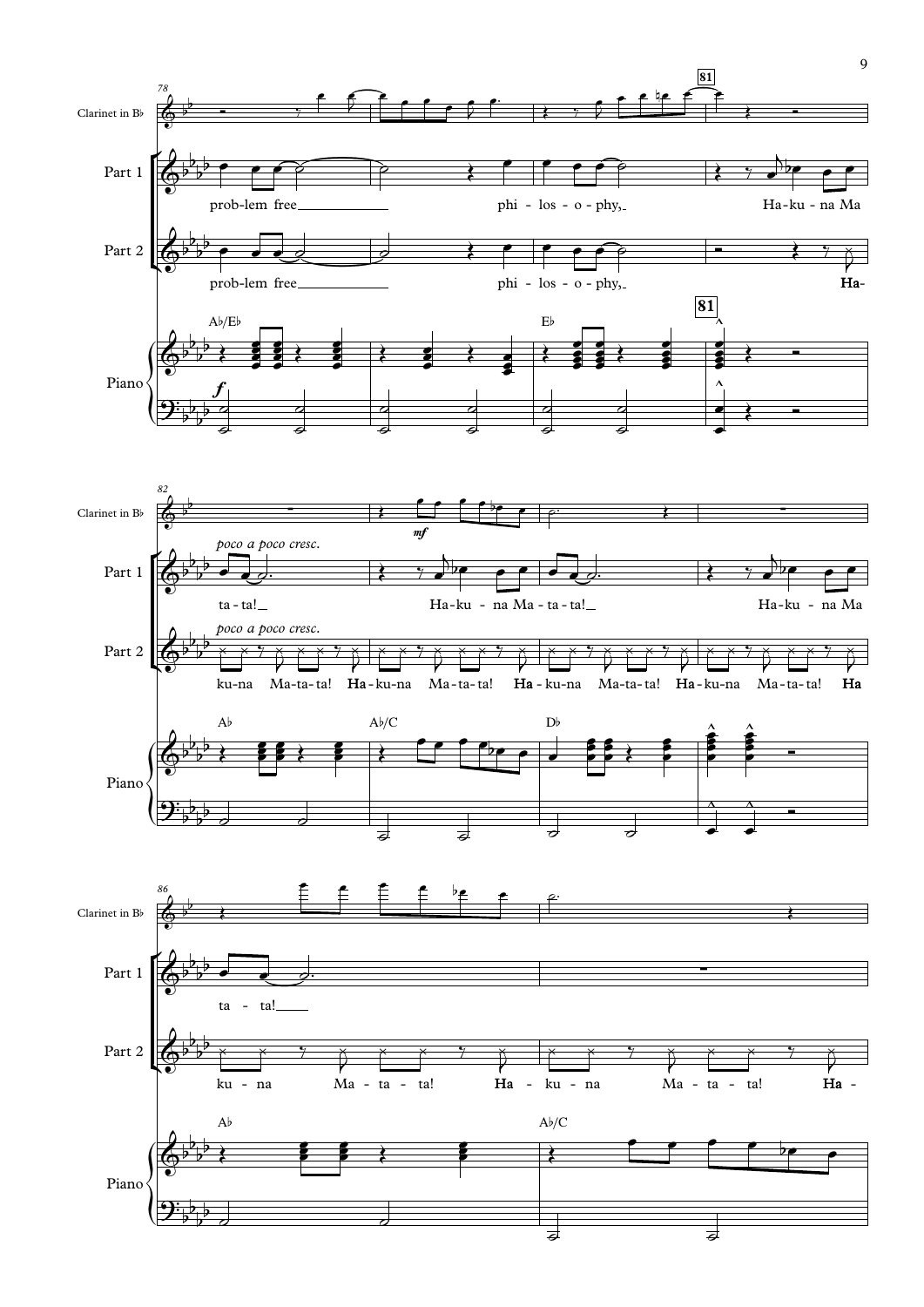Clarinet in B♭

Part 1

Part 2

Piano

A♭/E♭ — E♭ — **81**

*f*

prob-lem free phi - los - o - phy, Ha-ku - na Ma

prob-lem free phi - los - o - phy, **Ha-**

*poco a poco cresc.*

*mf*

A♭ — A♭/C — D♭

ta - ta! Ha-ku - na Ma - ta - ta! Ha-ku - na Ma

ku-na Ma-ta-ta! **Ha**-ku-na Ma-ta-ta! **Ha**-ku-na Ma-ta-ta! **Ha**-ku-na Ma-ta-ta! **Ha**

A♭ — A♭/C

ta - ta!

ku - na Ma - ta - ta! **Ha** - ku - na Ma - ta - ta! **Ha** -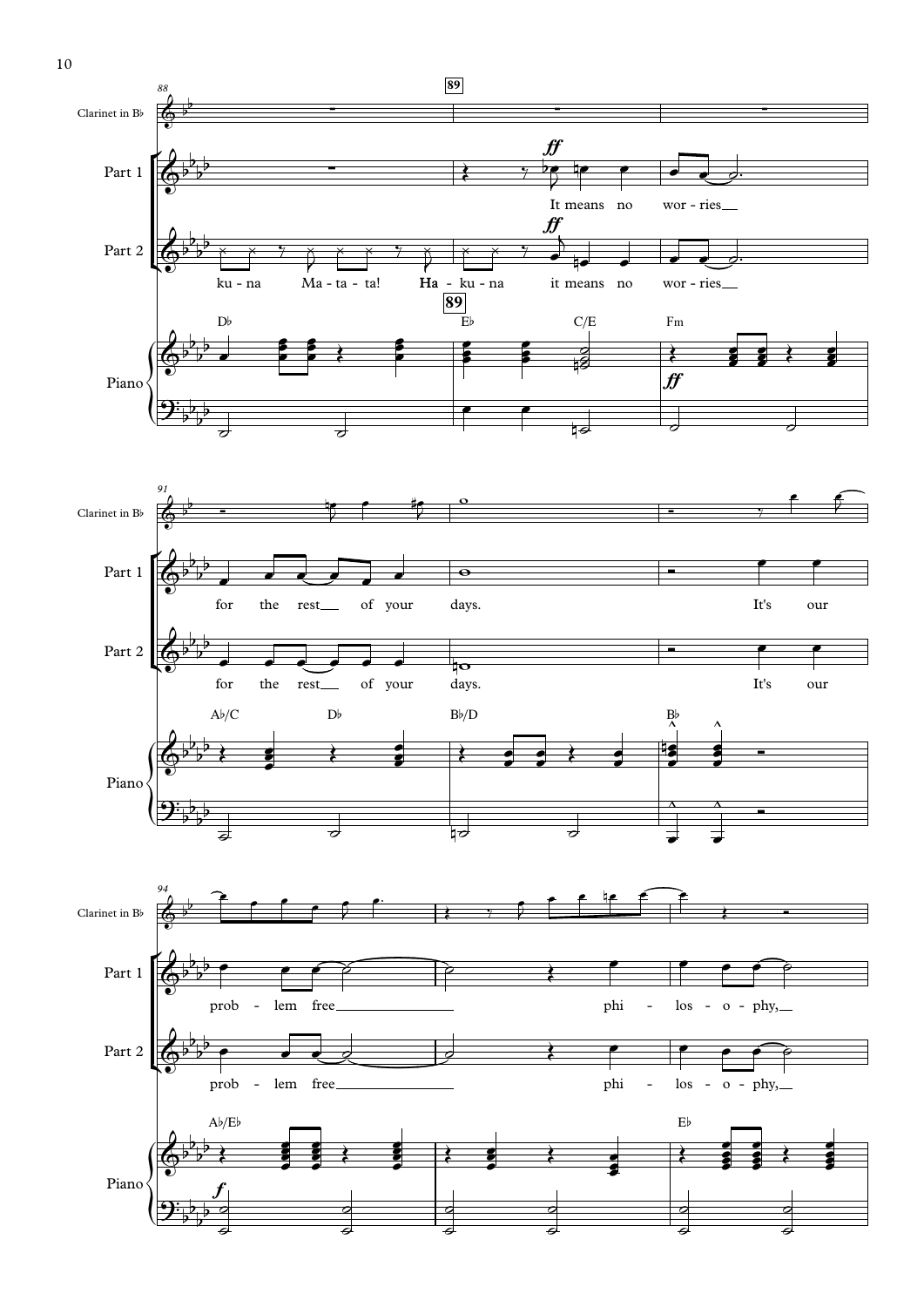Clarinet in B♭

Part 1

Part 2

Piano

88

89

D♭ E♭ C/E Fm

*ff*

ku - na Ma - ta - ta! Ha - ku - na it means no wor - ries

91

A♭/C D♭ B♭/D B♭

for the rest of your days. It's our

94

A♭/E♭ E♭

*f*

prob - lem free phi - los - o - phy,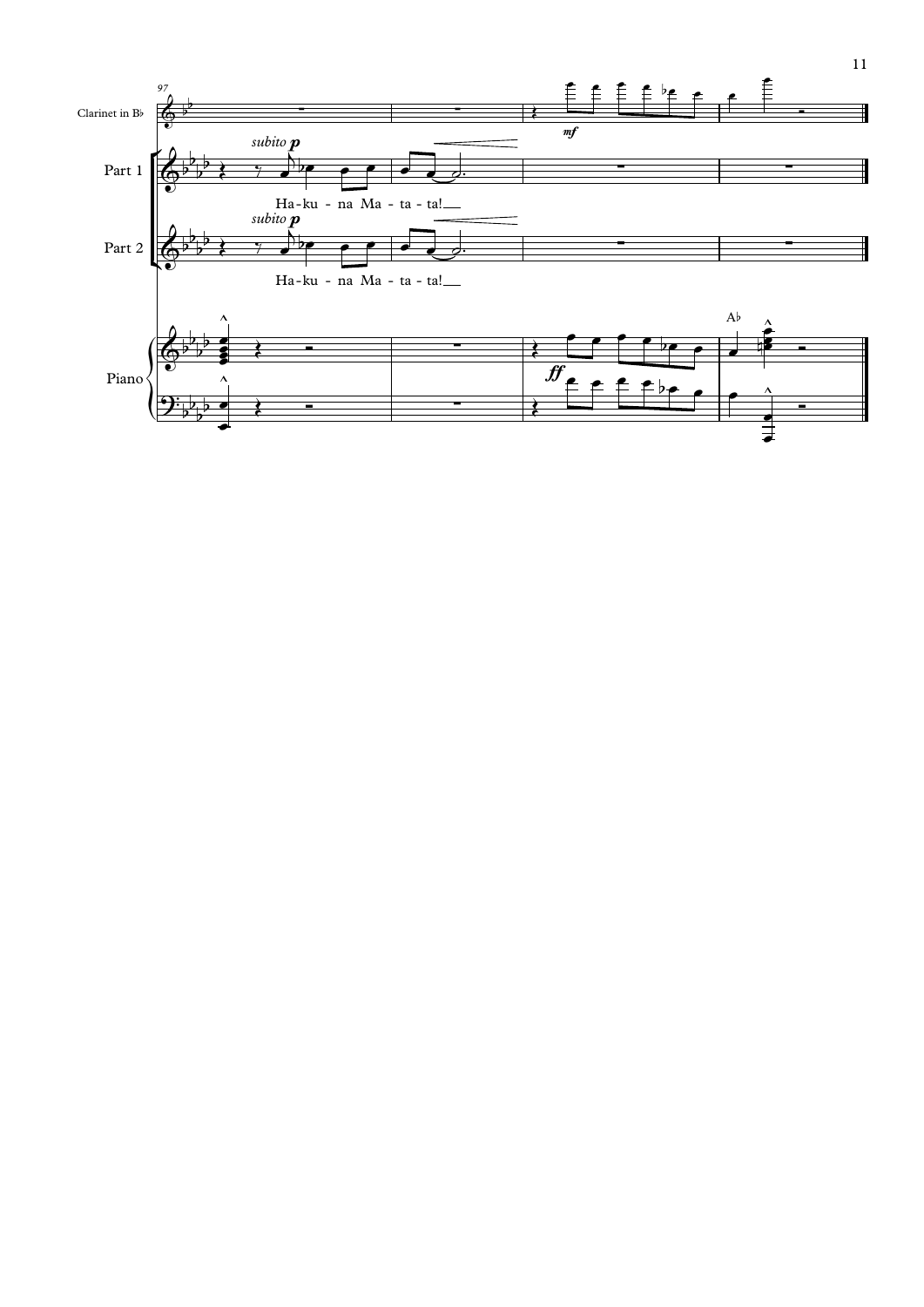97

Clarinet in B♭

Part 1

*subito* **p**

Ha-ku - na Ma - ta - ta!

Part 2

*subito* **p**

Ha-ku - na Ma - ta - ta!

Piano

**mf**

**ff**

A♭